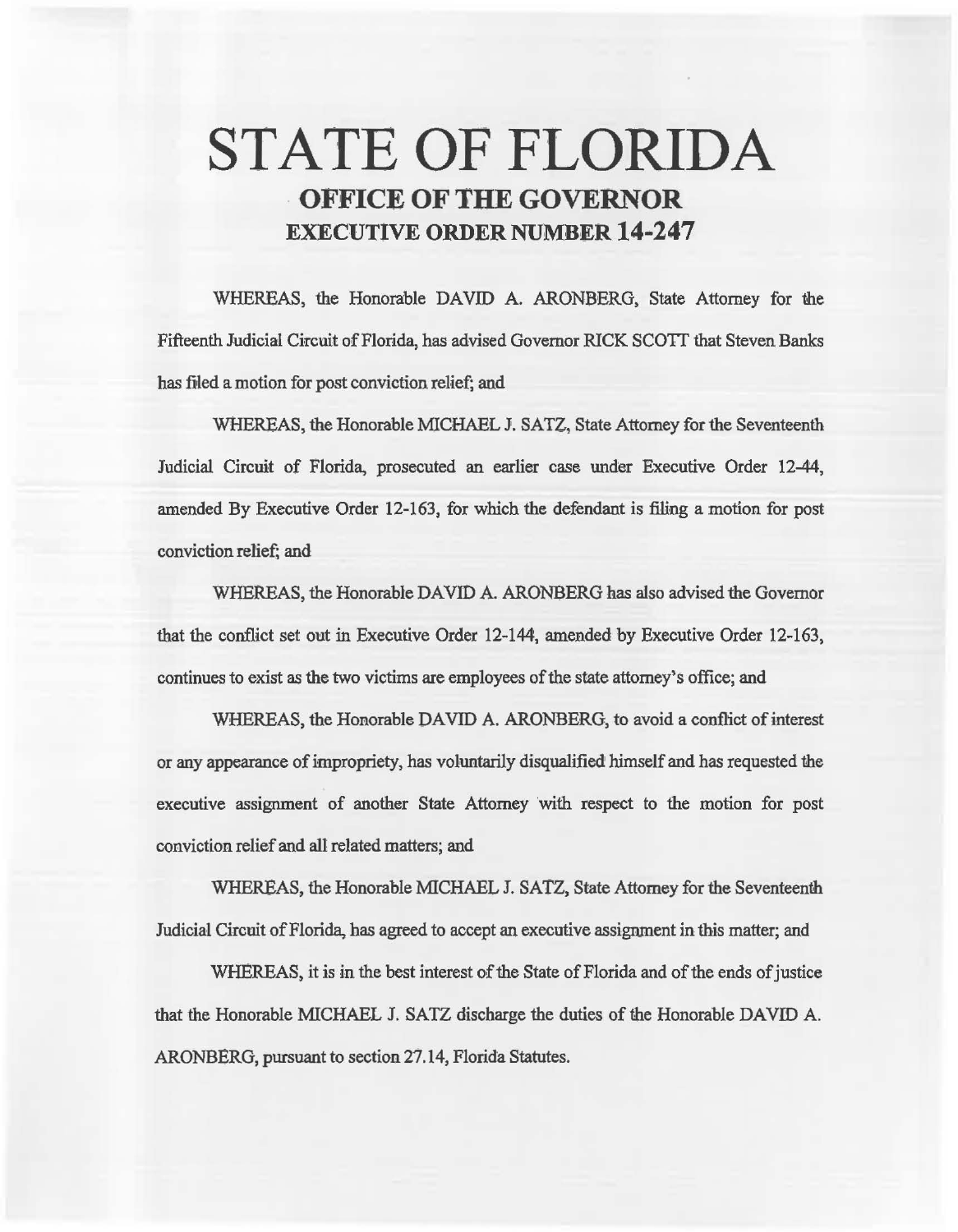# STATE OF FLORIDA
## OFFICE OF THE GOVERNOR
## EXECUTIVE ORDER NUMBER 14-247

WHEREAS, the Honorable DAVID A. ARONBERG, State Attorney for the Fifteenth Judicial Circuit of Florida, has advised Governor RICK SCOTT that Steven Banks has filed a motion for post conviction relief; and

WHEREAS, the Honorable MICHAEL J. SATZ, State Attorney for the Seventeenth Judicial Circuit of Florida, prosecuted an earlier case under Executive Order 12-44, amended By Executive Order 12-163, for which the defendant is filing a motion for post conviction relief; and

WHEREAS, the Honorable DAVID A. ARONBERG has also advised the Governor that the conflict set out in Executive Order 12-144, amended by Executive Order 12-163, continues to exist as the two victims are employees of the state attorney's office; and

WHEREAS, the Honorable DAVID A. ARONBERG, to avoid a conflict of interest or any appearance of impropriety, has voluntarily disqualified himself and has requested the executive assignment of another State Attorney with respect to the motion for post conviction relief and all related matters; and

WHEREAS, the Honorable MICHAEL J. SATZ, State Attorney for the Seventeenth Judicial Circuit of Florida, has agreed to accept an executive assignment in this matter; and

WHEREAS, it is in the best interest of the State of Florida and of the ends of justice that the Honorable MICHAEL J. SATZ discharge the duties of the Honorable DAVID A. ARONBERG, pursuant to section 27.14, Florida Statutes.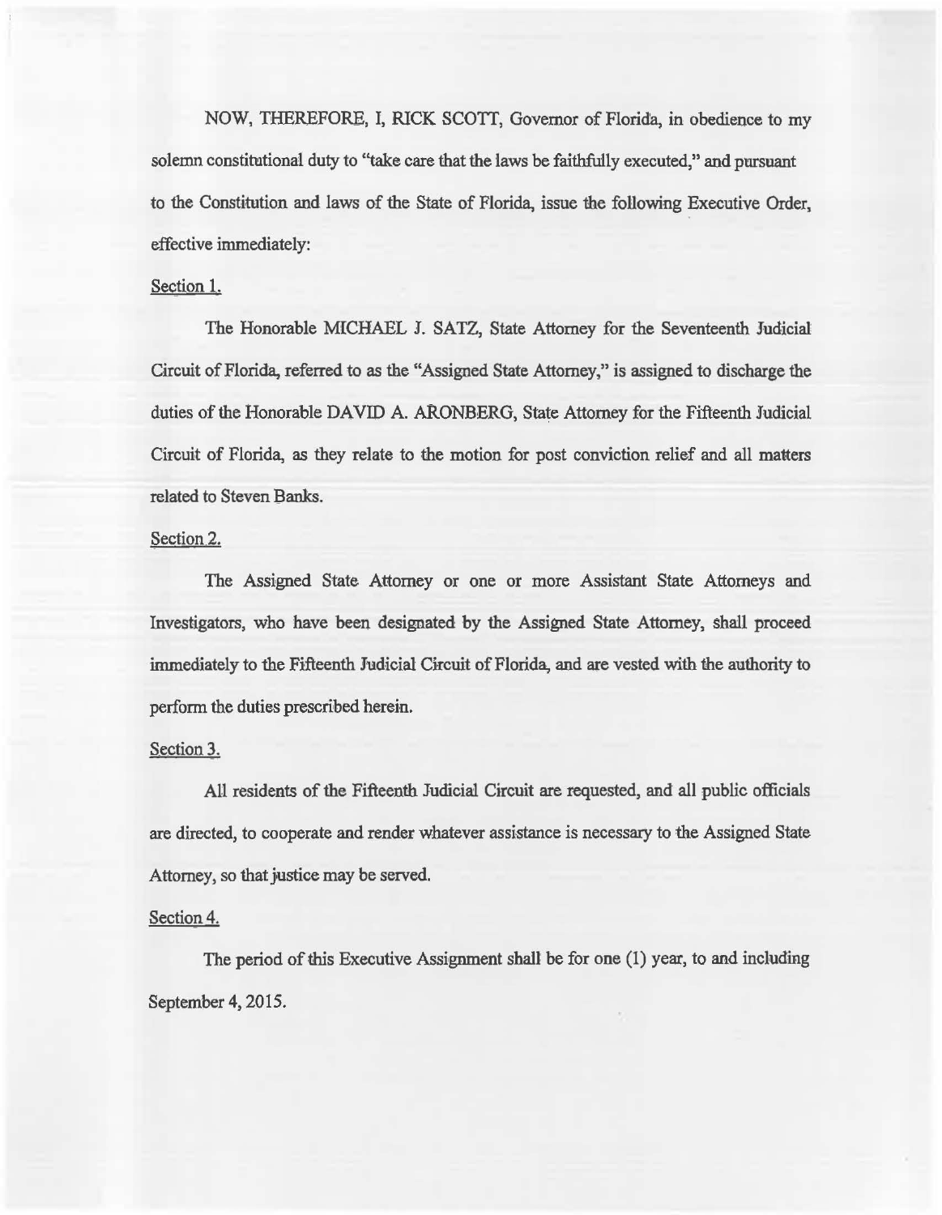NOW, THEREFORE, I, RICK SCOTT, Governor of Florida, in obedience to my solemn constitutional duty to "take care that the laws be faithfully executed," and pursuant to the Constitution and laws of the State of Florida, issue the following Executive Order, effective immediately:

Section 1.

The Honorable MICHAEL J. SATZ, State Attorney for the Seventeenth Judicial Circuit of Florida, referred to as the "Assigned State Attorney," is assigned to discharge the duties of the Honorable DAVID A. ARONBERG, State Attorney for the Fifteenth Judicial Circuit of Florida, as they relate to the motion for post conviction relief and all matters related to Steven Banks.

Section 2.

The Assigned State Attorney or one or more Assistant State Attorneys and Investigators, who have been designated by the Assigned State Attorney, shall proceed immediately to the Fifteenth Judicial Circuit of Florida, and are vested with the authority to perform the duties prescribed herein.

Section 3.

All residents of the Fifteenth Judicial Circuit are requested, and all public officials are directed, to cooperate and render whatever assistance is necessary to the Assigned State Attorney, so that justice may be served.

Section 4.

The period of this Executive Assignment shall be for one (1) year, to and including September 4, 2015.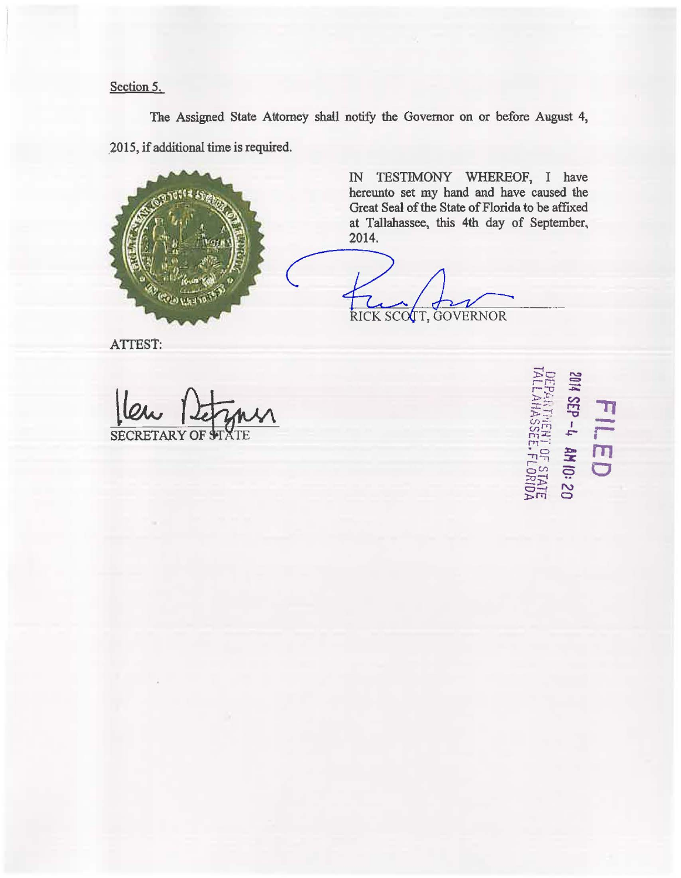Section 5.

The Assigned State Attorney shall notify the Governor on or before August 4, 2015, if additional time is required.

IN TESTIMONY WHEREOF, I have hereunto set my hand and have caused the Great Seal of the State of Florida to be affixed at Tallahassee, this 4th day of September, 2014.

RICK SCOTT, GOVERNOR

ATTEST:

SECRETARY OF STATE

FILED

2014 SEP -4 AM 10:20

DEPARTMENT OF STATE
TALLAHASSEE, FLORIDA